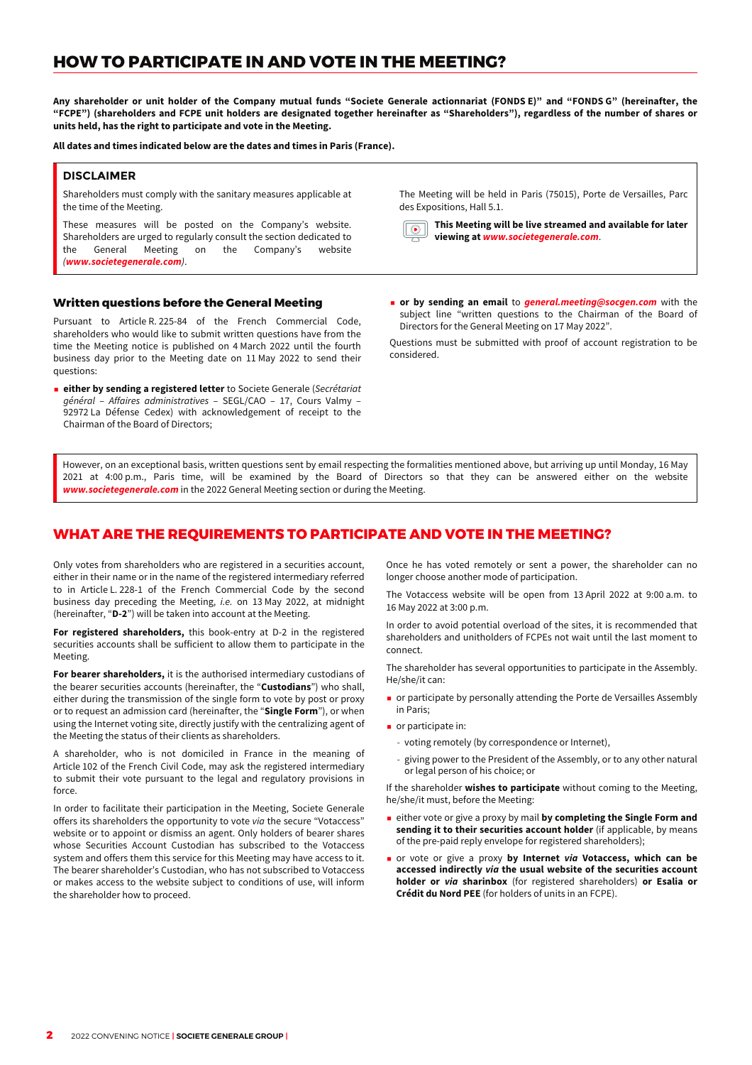# HOW TO PARTICIPATE IN AND VOTE IN THE MEETING?

**Any shareholder or unit holder of the Company mutual funds "Societe Generale actionnariat (FONDS E)" and "FONDS G" (hereinafter, the "FCPE") (shareholders and FCPE unit holders are designated together hereinafter as "Shareholders"), regardless of the number of shares or units held, has the right to participate and vote in the Meeting.**

**All dates and times indicated below are the dates and times in Paris (France).**

### DISCLAIMER

Shareholders must comply with the sanitary measures applicable at the time of the Meeting.

These measures will be posted on the Company's website. Shareholders are urged to regularly consult the section dedicated to the General Meeting on the Company's website *(**www.societegenerale.com**)*.

The Meeting will be held in Paris (75015), Porte de Versailles, Parc des Expositions, Hall 5.1.

**This Meeting will be live streamed and available for later viewing at *www.societegenerale.com*.**

### Written questions before the General Meeting

Pursuant to Article R. 225-84 of the French Commercial Code, shareholders who would like to submit written questions have from the time the Meeting notice is published on 4 March 2022 until the fourth business day prior to the Meeting date on 11 May 2022 to send their questions:

- **either by sending a registered letter** to Societe Generale (*Secrétariat général – Affaires administratives* – SEGL/CAO – 17, Cours Valmy – 92972 La Défense Cedex) with acknowledgement of receipt to the Chairman of the Board of Directors;
- **or by sending an email** to ***general.meeting@socgen.com*** with the subject line "written questions to the Chairman of the Board of Directors for the General Meeting on 17 May 2022".

Questions must be submitted with proof of account registration to be considered.

However, on an exceptional basis, written questions sent by email respecting the formalities mentioned above, but arriving up until Monday, 16 May 2021 at 4:00 p.m., Paris time, will be examined by the Board of Directors so that they can be answered either on the website ***www.societegenerale.com*** in the 2022 General Meeting section or during the Meeting.

# WHAT ARE THE REQUIREMENTS TO PARTICIPATE AND VOTE IN THE MEETING?

Only votes from shareholders who are registered in a securities account, either in their name or in the name of the registered intermediary referred to in Article L. 228-1 of the French Commercial Code by the second business day preceding the Meeting, *i.e.* on 13 May 2022, at midnight (hereinafter, "**D-2**") will be taken into account at the Meeting.

**For registered shareholders,** this book-entry at D-2 in the registered securities accounts shall be sufficient to allow them to participate in the Meeting.

**For bearer shareholders,** it is the authorised intermediary custodians of the bearer securities accounts (hereinafter, the "**Custodians**") who shall, either during the transmission of the single form to vote by post or proxy or to request an admission card (hereinafter, the "**Single Form**"), or when using the Internet voting site, directly justify with the centralizing agent of the Meeting the status of their clients as shareholders.

A shareholder, who is not domiciled in France in the meaning of Article 102 of the French Civil Code, may ask the registered intermediary to submit their vote pursuant to the legal and regulatory provisions in force.

In order to facilitate their participation in the Meeting, Societe Generale offers its shareholders the opportunity to vote *via* the secure "Votaccess" website or to appoint or dismiss an agent. Only holders of bearer shares whose Securities Account Custodian has subscribed to the Votaccess system and offers them this service for this Meeting may have access to it. The bearer shareholder's Custodian, who has not subscribed to Votaccess or makes access to the website subject to conditions of use, will inform the shareholder how to proceed.

Once he has voted remotely or sent a power, the shareholder can no longer choose another mode of participation.

The Votaccess website will be open from 13 April 2022 at 9:00 a.m. to 16 May 2022 at 3:00 p.m.

In order to avoid potential overload of the sites, it is recommended that shareholders and unitholders of FCPEs not wait until the last moment to connect.

The shareholder has several opportunities to participate in the Assembly. He/she/it can:

- or participate by personally attending the Porte de Versailles Assembly in Paris;
- or participate in:
  - voting remotely (by correspondence or Internet),
  - giving power to the President of the Assembly, or to any other natural or legal person of his choice; or

If the shareholder **wishes to participate** without coming to the Meeting, he/she/it must, before the Meeting:

- either vote or give a proxy by mail **by completing the Single Form and sending it to their securities account holder** (if applicable, by means of the pre-paid reply envelope for registered shareholders);
- or vote or give a proxy **by Internet *via* Votaccess, which can be accessed indirectly *via* the usual website of the securities account holder or *via* sharinbox** (for registered shareholders) **or Esalia or Crédit du Nord PEE** (for holders of units in an FCPE).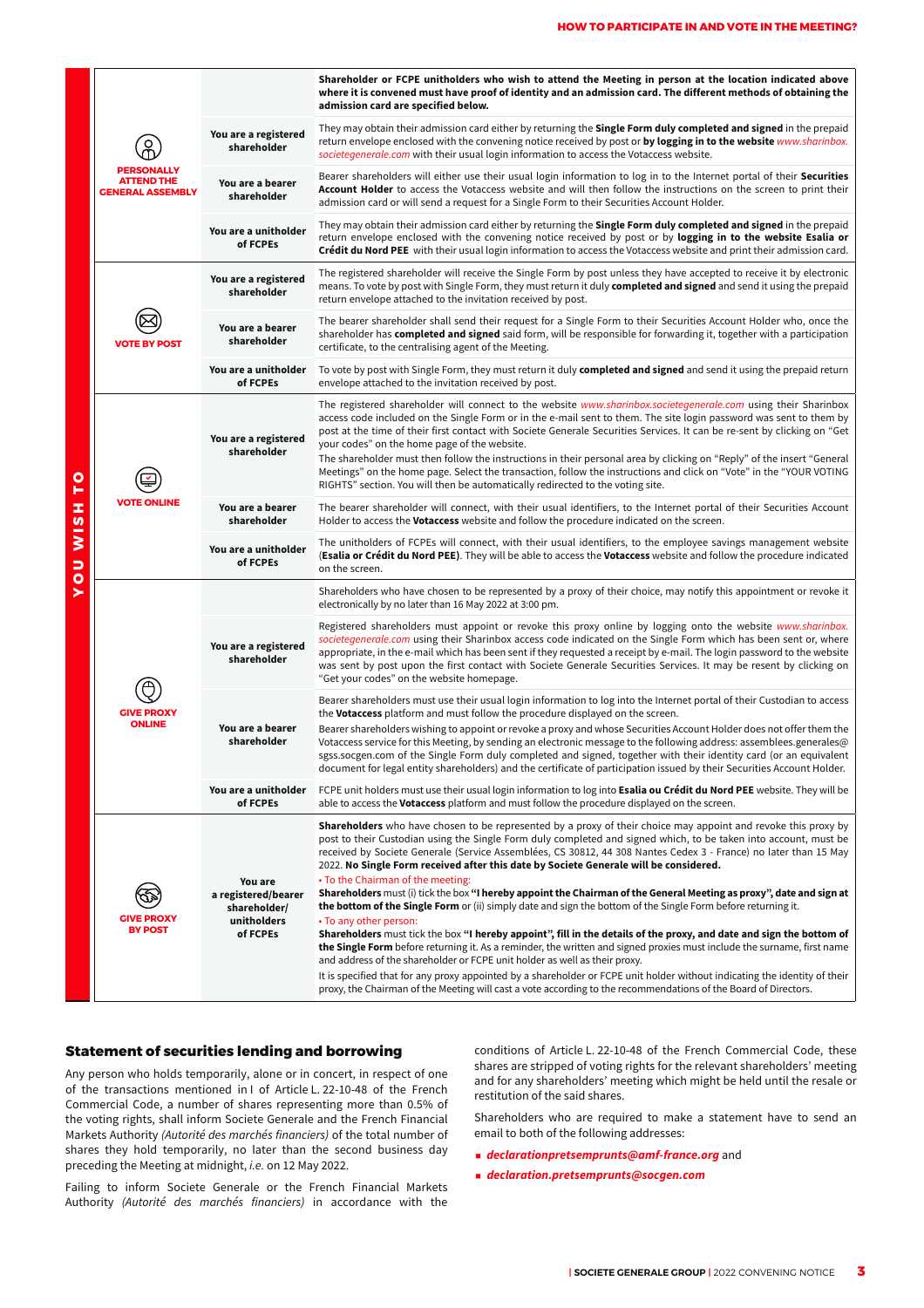| YOU WISH TO | | | |
|---|---|---|---|
| | **PERSONALLY ATTEND THE GENERAL ASSEMBLY** | | **Shareholder or FCPE unitholders who wish to attend the Meeting in person at the location indicated above where it is convened must have proof of identity and an admission card. The different methods of obtaining the admission card are specified below.** |
| | | You are a registered shareholder | They may obtain their admission card either by returning the **Single Form duly completed and signed** in the prepaid return envelope enclosed with the convening notice received by post or **by logging in to the website** *www.sharinbox.societegenerale.com* with their usual login information to access the Votaccess website. |
| | | You are a bearer shareholder | Bearer shareholders will either use their usual login information to log in to the Internet portal of their **Securities Account Holder** to access the Votaccess website and will then follow the instructions on the screen to print their admission card or will send a request for a Single Form to their Securities Account Holder. |
| | | You are a unitholder of FCPEs | They may obtain their admission card either by returning the **Single Form duly completed and signed** in the prepaid return envelope enclosed with the convening notice received by post or by **logging in to the website Esalia or Crédit du Nord PEE** with their usual login information to access the Votaccess website and print their admission card. |
| | **VOTE BY POST** | You are a registered shareholder | The registered shareholder will receive the Single Form by post unless they have accepted to receive it by electronic means. To vote by post with Single Form, they must return it duly **completed and signed** and send it using the prepaid return envelope attached to the invitation received by post. |
| | | You are a bearer shareholder | The bearer shareholder shall send their request for a Single Form to their Securities Account Holder who, once the shareholder has **completed and signed** said form, will be responsible for forwarding it, together with a participation certificate, to the centralising agent of the Meeting. |
| | | You are a unitholder of FCPEs | To vote by post with Single Form, they must return it duly **completed and signed** and send it using the prepaid return envelope attached to the invitation received by post. |
| | **VOTE ONLINE** | You are a registered shareholder | The registered shareholder will connect to the website *www.sharinbox.societegenerale.com* using their Sharinbox access code included on the Single Form or in the e-mail sent to them. The site login password was sent to them by post at the time of their first contact with Societe Generale Securities Services. It can be re-sent by clicking on "Get your codes" on the home page of the website.<br>The shareholder must then follow the instructions in their personal area by clicking on "Reply" of the insert "General Meetings" on the home page. Select the transaction, follow the instructions and click on "Vote" in the "YOUR VOTING RIGHTS" section. You will then be automatically redirected to the voting site. |
| | | You are a bearer shareholder | The bearer shareholder will connect, with their usual identifiers, to the Internet portal of their Securities Account Holder to access the **Votaccess** website and follow the procedure indicated on the screen. |
| | | You are a unitholder of FCPEs | The unitholders of FCPEs will connect, with their usual identifiers, to the employee savings management website (**Esalia or Crédit du Nord PEE**). They will be able to access the **Votaccess** website and follow the procedure indicated on the screen. |
| | **GIVE PROXY ONLINE** | | Shareholders who have chosen to be represented by a proxy of their choice, may notify this appointment or revoke it electronically by no later than 16 May 2022 at 3:00 pm. |
| | | You are a registered shareholder | Registered shareholders must appoint or revoke this proxy online by logging onto the website *www.sharinbox.societegenerale.com* using their Sharinbox access code indicated on the Single Form which has been sent or, where appropriate, in the e-mail which has been sent if they requested a receipt by e-mail. The login password to the website was sent by post upon the first contact with Societe Generale Securities Services. It may be resent by clicking on "Get your codes" on the website homepage. |
| | | You are a bearer shareholder | Bearer shareholders must use their usual login information to log into the Internet portal of their Custodian to access the **Votaccess** platform and must follow the procedure displayed on the screen.<br>Bearer shareholders wishing to appoint or revoke a proxy and whose Securities Account Holder does not offer them the Votaccess service for this Meeting, by sending an electronic message to the following address: assemblees.generales@sgss.socgen.com of the Single Form duly completed and signed, together with their identity card (or an equivalent document for legal entity shareholders) and the certificate of participation issued by their Securities Account Holder. |
| | | You are a unitholder of FCPEs | FCPE unit holders must use their usual login information to log into **Esalia ou Crédit du Nord PEE** website. They will be able to access the **Votaccess** platform and must follow the procedure displayed on the screen. |
| | **GIVE PROXY BY POST** | You are a registered/bearer shareholder/ unitholders of FCPEs | **Shareholders** who have chosen to be represented by a proxy of their choice may appoint and revoke this proxy by post to their Custodian using the Single Form duly completed and signed which, to be taken into account, must be received by Societe Generale (Service Assemblées, CS 30812, 44 308 Nantes Cedex 3 - France) no later than 15 May 2022. **No Single Form received after this date by Societe Generale will be considered.**<br>• To the Chairman of the meeting:<br>**Shareholders** must (i) tick the box **"I hereby appoint the Chairman of the General Meeting as proxy", date and sign at the bottom of the Single Form** or (ii) simply date and sign the bottom of the Single Form before returning it.<br>• To any other person:<br>**Shareholders** must tick the box **"I hereby appoint", fill in the details of the proxy, and date and sign the bottom of the Single Form** before returning it. As a reminder, the written and signed proxies must include the surname, first name and address of the shareholder or FCPE unit holder as well as their proxy.<br>It is specified that for any proxy appointed by a shareholder or FCPE unit holder without indicating the identity of their proxy, the Chairman of the Meeting will cast a vote according to the recommendations of the Board of Directors. |

## Statement of securities lending and borrowing

Any person who holds temporarily, alone or in concert, in respect of one of the transactions mentioned in I of Article L. 22-10-48 of the French Commercial Code, a number of shares representing more than 0.5% of the voting rights, shall inform Societe Generale and the French Financial Markets Authority *(Autorité des marchés financiers)* of the total number of shares they hold temporarily, no later than the second business day preceding the Meeting at midnight, *i.e.* on 12 May 2022.

Failing to inform Societe Generale or the French Financial Markets Authority *(Autorité des marchés financiers)* in accordance with the conditions of Article L. 22-10-48 of the French Commercial Code, these shares are stripped of voting rights for the relevant shareholders' meeting and for any shareholders' meeting which might be held until the resale or restitution of the said shares.

Shareholders who are required to make a statement have to send an email to both of the following addresses:

- ***declarationpretsemprunts@amf-france.org*** and
- ***declaration.pretsemprunts@socgen.com***